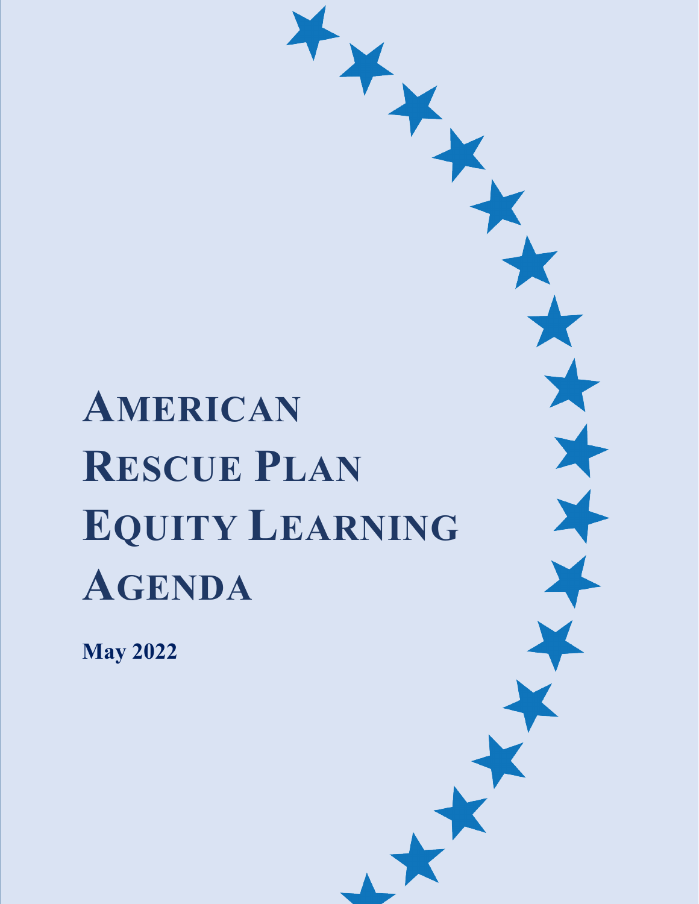# American Rescue Plan Equity Learning Agenda

**May 2022**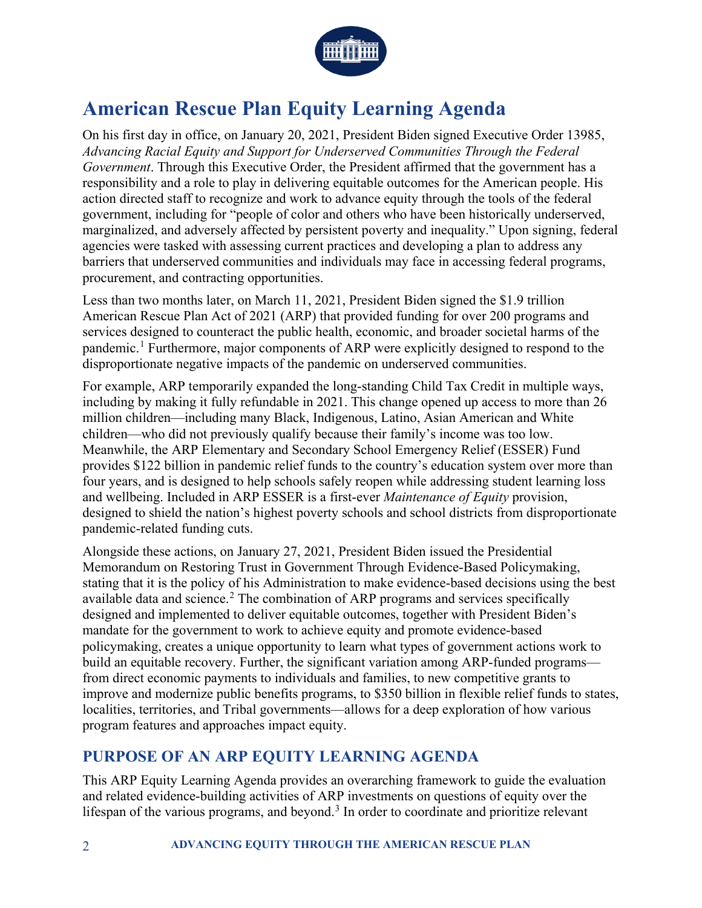# American Rescue Plan Equity Learning Agenda

On his first day in office, on January 20, 2021, President Biden signed Executive Order 13985, *Advancing Racial Equity and Support for Underserved Communities Through the Federal Government*. Through this Executive Order, the President affirmed that the government has a responsibility and a role to play in delivering equitable outcomes for the American people. His action directed staff to recognize and work to advance equity through the tools of the federal government, including for "people of color and others who have been historically underserved, marginalized, and adversely affected by persistent poverty and inequality." Upon signing, federal agencies were tasked with assessing current practices and developing a plan to address any barriers that underserved communities and individuals may face in accessing federal programs, procurement, and contracting opportunities.

Less than two months later, on March 11, 2021, President Biden signed the $1.9 trillion American Rescue Plan Act of 2021 (ARP) that provided funding for over 200 programs and services designed to counteract the public health, economic, and broader societal harms of the pandemic.[1] Furthermore, major components of ARP were explicitly designed to respond to the disproportionate negative impacts of the pandemic on underserved communities.

For example, ARP temporarily expanded the long-standing Child Tax Credit in multiple ways, including by making it fully refundable in 2021. This change opened up access to more than 26 million children—including many Black, Indigenous, Latino, Asian American and White children—who did not previously qualify because their family's income was too low. Meanwhile, the ARP Elementary and Secondary School Emergency Relief (ESSER) Fund provides $122 billion in pandemic relief funds to the country's education system over more than four years, and is designed to help schools safely reopen while addressing student learning loss and wellbeing. Included in ARP ESSER is a first-ever *Maintenance of Equity* provision, designed to shield the nation's highest poverty schools and school districts from disproportionate pandemic-related funding cuts.

Alongside these actions, on January 27, 2021, President Biden issued the Presidential Memorandum on Restoring Trust in Government Through Evidence-Based Policymaking, stating that it is the policy of his Administration to make evidence-based decisions using the best available data and science.[2] The combination of ARP programs and services specifically designed and implemented to deliver equitable outcomes, together with President Biden's mandate for the government to work to achieve equity and promote evidence-based policymaking, creates a unique opportunity to learn what types of government actions work to build an equitable recovery. Further, the significant variation among ARP-funded programs—from direct economic payments to individuals and families, to new competitive grants to improve and modernize public benefits programs, to $350 billion in flexible relief funds to states, localities, territories, and Tribal governments—allows for a deep exploration of how various program features and approaches impact equity.

## PURPOSE OF AN ARP EQUITY LEARNING AGENDA

This ARP Equity Learning Agenda provides an overarching framework to guide the evaluation and related evidence-building activities of ARP investments on questions of equity over the lifespan of the various programs, and beyond.[3] In order to coordinate and prioritize relevant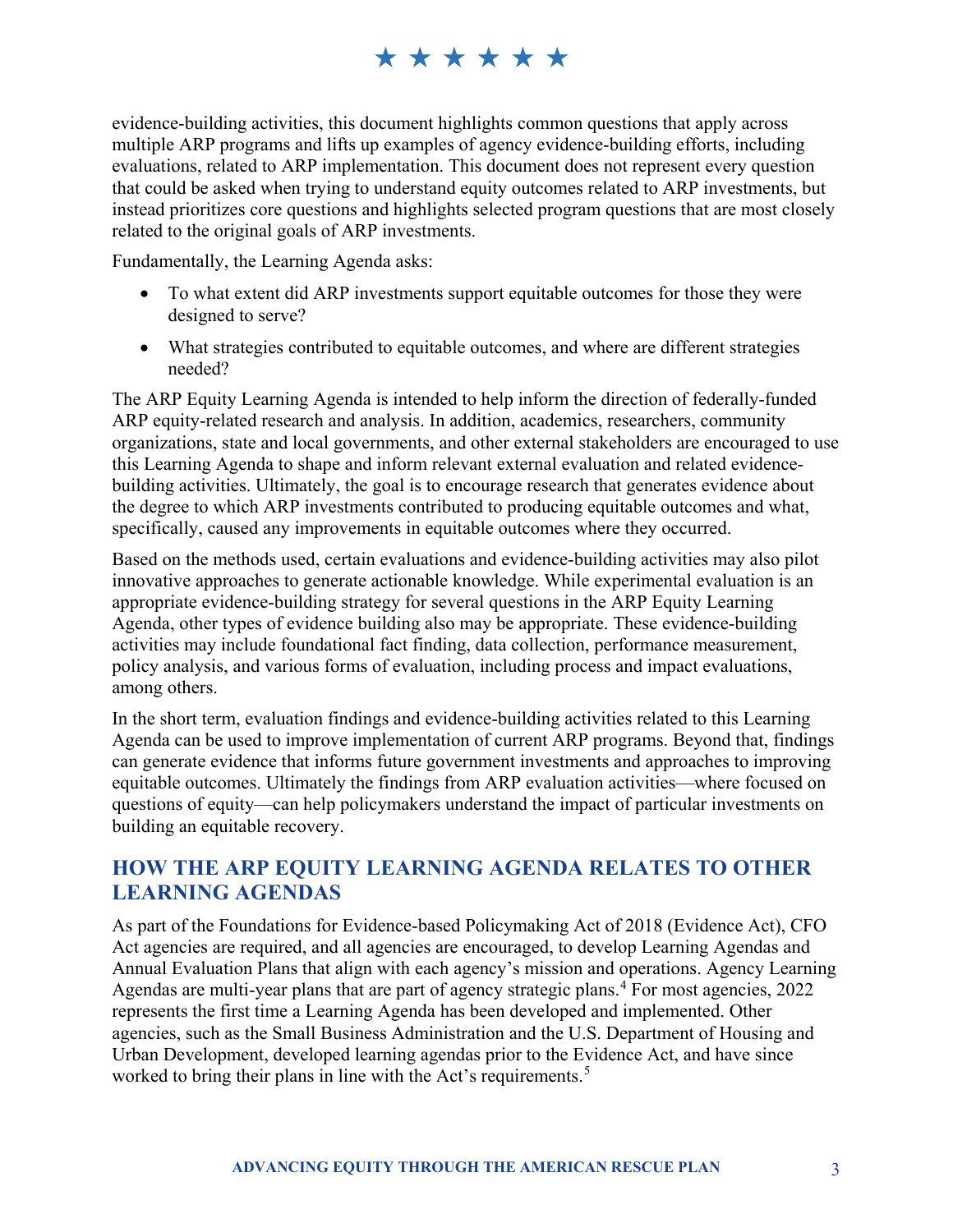evidence-building activities, this document highlights common questions that apply across multiple ARP programs and lifts up examples of agency evidence-building efforts, including evaluations, related to ARP implementation. This document does not represent every question that could be asked when trying to understand equity outcomes related to ARP investments, but instead prioritizes core questions and highlights selected program questions that are most closely related to the original goals of ARP investments.

Fundamentally, the Learning Agenda asks:

- To what extent did ARP investments support equitable outcomes for those they were designed to serve?
- What strategies contributed to equitable outcomes, and where are different strategies needed?

The ARP Equity Learning Agenda is intended to help inform the direction of federally-funded ARP equity-related research and analysis. In addition, academics, researchers, community organizations, state and local governments, and other external stakeholders are encouraged to use this Learning Agenda to shape and inform relevant external evaluation and related evidence-building activities. Ultimately, the goal is to encourage research that generates evidence about the degree to which ARP investments contributed to producing equitable outcomes and what, specifically, caused any improvements in equitable outcomes where they occurred.

Based on the methods used, certain evaluations and evidence-building activities may also pilot innovative approaches to generate actionable knowledge. While experimental evaluation is an appropriate evidence-building strategy for several questions in the ARP Equity Learning Agenda, other types of evidence building also may be appropriate. These evidence-building activities may include foundational fact finding, data collection, performance measurement, policy analysis, and various forms of evaluation, including process and impact evaluations, among others.

In the short term, evaluation findings and evidence-building activities related to this Learning Agenda can be used to improve implementation of current ARP programs. Beyond that, findings can generate evidence that informs future government investments and approaches to improving equitable outcomes. Ultimately the findings from ARP evaluation activities—where focused on questions of equity—can help policymakers understand the impact of particular investments on building an equitable recovery.

## HOW THE ARP EQUITY LEARNING AGENDA RELATES TO OTHER LEARNING AGENDAS

As part of the Foundations for Evidence-based Policymaking Act of 2018 (Evidence Act), CFO Act agencies are required, and all agencies are encouraged, to develop Learning Agendas and Annual Evaluation Plans that align with each agency's mission and operations. Agency Learning Agendas are multi-year plans that are part of agency strategic plans.[4] For most agencies, 2022 represents the first time a Learning Agenda has been developed and implemented. Other agencies, such as the Small Business Administration and the U.S. Department of Housing and Urban Development, developed learning agendas prior to the Evidence Act, and have since worked to bring their plans in line with the Act's requirements.[5]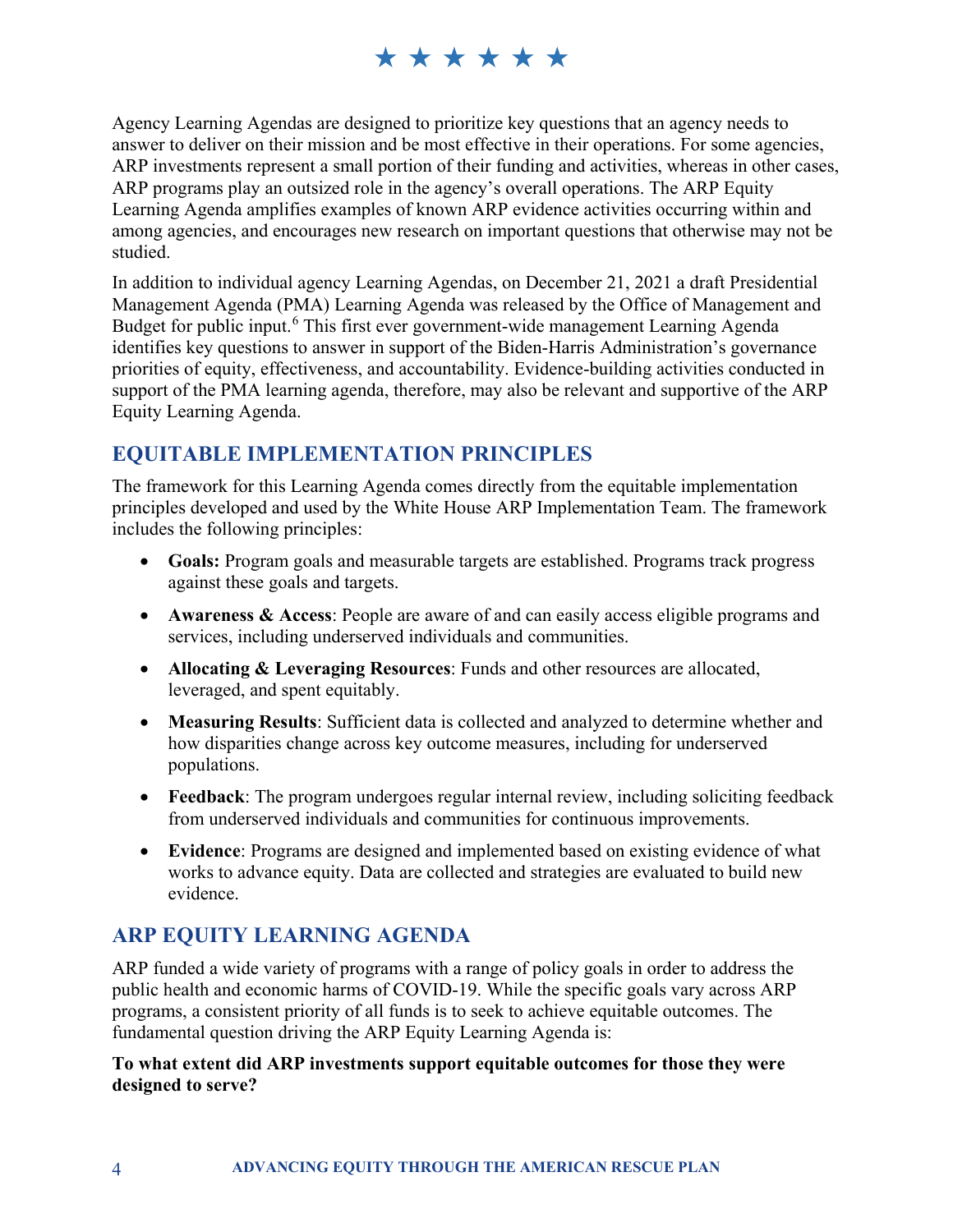Agency Learning Agendas are designed to prioritize key questions that an agency needs to answer to deliver on their mission and be most effective in their operations. For some agencies, ARP investments represent a small portion of their funding and activities, whereas in other cases, ARP programs play an outsized role in the agency's overall operations. The ARP Equity Learning Agenda amplifies examples of known ARP evidence activities occurring within and among agencies, and encourages new research on important questions that otherwise may not be studied.

In addition to individual agency Learning Agendas, on December 21, 2021 a draft Presidential Management Agenda (PMA) Learning Agenda was released by the Office of Management and Budget for public input.[6] This first ever government-wide management Learning Agenda identifies key questions to answer in support of the Biden-Harris Administration's governance priorities of equity, effectiveness, and accountability. Evidence-building activities conducted in support of the PMA learning agenda, therefore, may also be relevant and supportive of the ARP Equity Learning Agenda.

## EQUITABLE IMPLEMENTATION PRINCIPLES

The framework for this Learning Agenda comes directly from the equitable implementation principles developed and used by the White House ARP Implementation Team. The framework includes the following principles:

- **Goals:** Program goals and measurable targets are established. Programs track progress against these goals and targets.
- **Awareness & Access**: People are aware of and can easily access eligible programs and services, including underserved individuals and communities.
- **Allocating & Leveraging Resources**: Funds and other resources are allocated, leveraged, and spent equitably.
- **Measuring Results**: Sufficient data is collected and analyzed to determine whether and how disparities change across key outcome measures, including for underserved populations.
- **Feedback**: The program undergoes regular internal review, including soliciting feedback from underserved individuals and communities for continuous improvements.
- **Evidence**: Programs are designed and implemented based on existing evidence of what works to advance equity. Data are collected and strategies are evaluated to build new evidence.

## ARP EQUITY LEARNING AGENDA

ARP funded a wide variety of programs with a range of policy goals in order to address the public health and economic harms of COVID-19. While the specific goals vary across ARP programs, a consistent priority of all funds is to seek to achieve equitable outcomes. The fundamental question driving the ARP Equity Learning Agenda is:

**To what extent did ARP investments support equitable outcomes for those they were designed to serve?**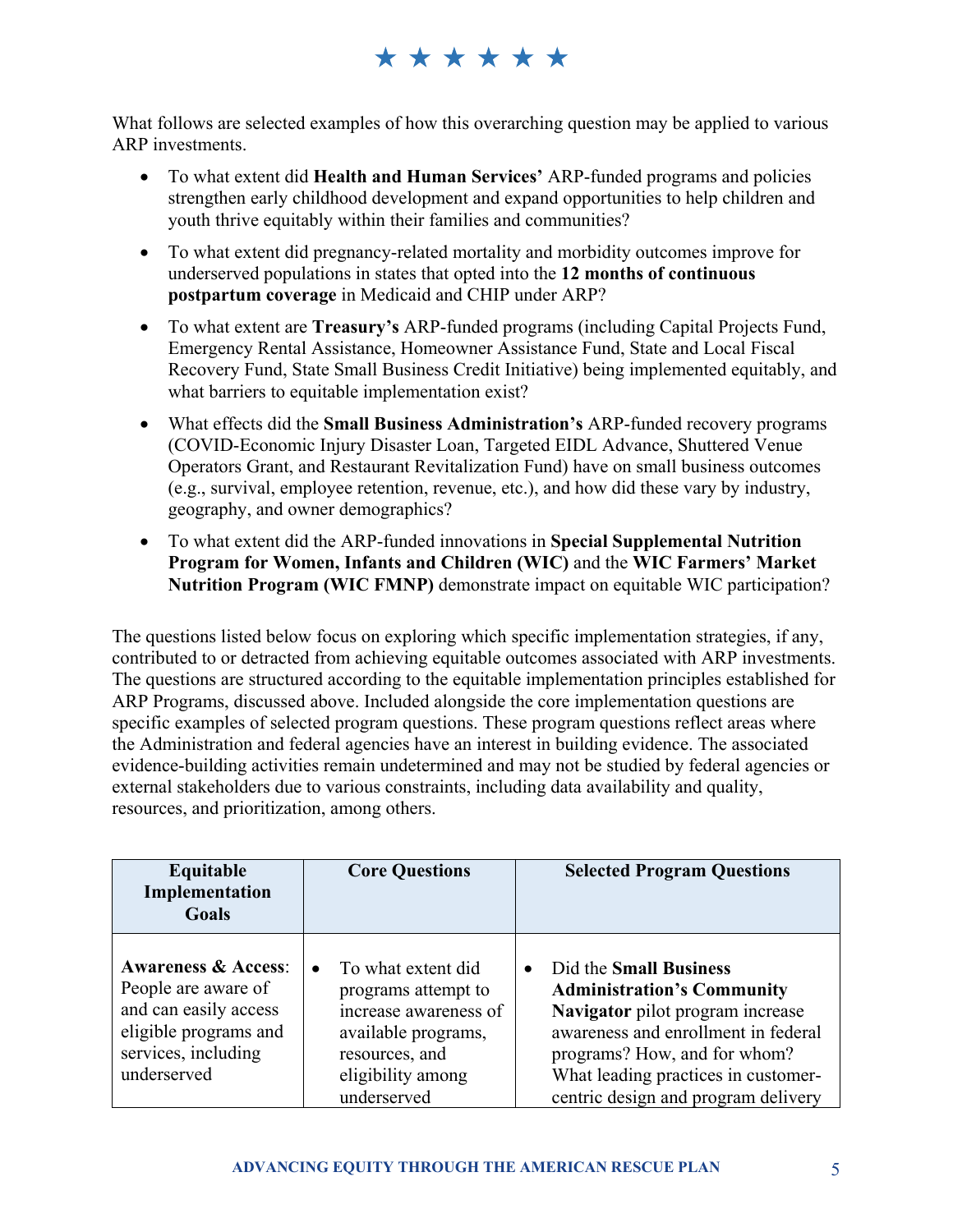★ ★ ★ ★ ★ ★

What follows are selected examples of how this overarching question may be applied to various ARP investments.

- To what extent did **Health and Human Services'** ARP-funded programs and policies strengthen early childhood development and expand opportunities to help children and youth thrive equitably within their families and communities?
- To what extent did pregnancy-related mortality and morbidity outcomes improve for underserved populations in states that opted into the **12 months of continuous postpartum coverage** in Medicaid and CHIP under ARP?
- To what extent are **Treasury's** ARP-funded programs (including Capital Projects Fund, Emergency Rental Assistance, Homeowner Assistance Fund, State and Local Fiscal Recovery Fund, State Small Business Credit Initiative) being implemented equitably, and what barriers to equitable implementation exist?
- What effects did the **Small Business Administration's** ARP-funded recovery programs (COVID-Economic Injury Disaster Loan, Targeted EIDL Advance, Shuttered Venue Operators Grant, and Restaurant Revitalization Fund) have on small business outcomes (e.g., survival, employee retention, revenue, etc.), and how did these vary by industry, geography, and owner demographics?
- To what extent did the ARP-funded innovations in **Special Supplemental Nutrition Program for Women, Infants and Children (WIC)** and the **WIC Farmers' Market Nutrition Program (WIC FMNP)** demonstrate impact on equitable WIC participation?

The questions listed below focus on exploring which specific implementation strategies, if any, contributed to or detracted from achieving equitable outcomes associated with ARP investments. The questions are structured according to the equitable implementation principles established for ARP Programs, discussed above. Included alongside the core implementation questions are specific examples of selected program questions. These program questions reflect areas where the Administration and federal agencies have an interest in building evidence. The associated evidence-building activities remain undetermined and may not be studied by federal agencies or external stakeholders due to various constraints, including data availability and quality, resources, and prioritization, among others.

| Equitable Implementation Goals | Core Questions | Selected Program Questions |
| --- | --- | --- |
| **Awareness & Access**: People are aware of and can easily access eligible programs and services, including underserved | • To what extent did programs attempt to increase awareness of available programs, resources, and eligibility among underserved | • Did the **Small Business Administration's Community Navigator** pilot program increase awareness and enrollment in federal programs? How, and for whom? What leading practices in customer-centric design and program delivery |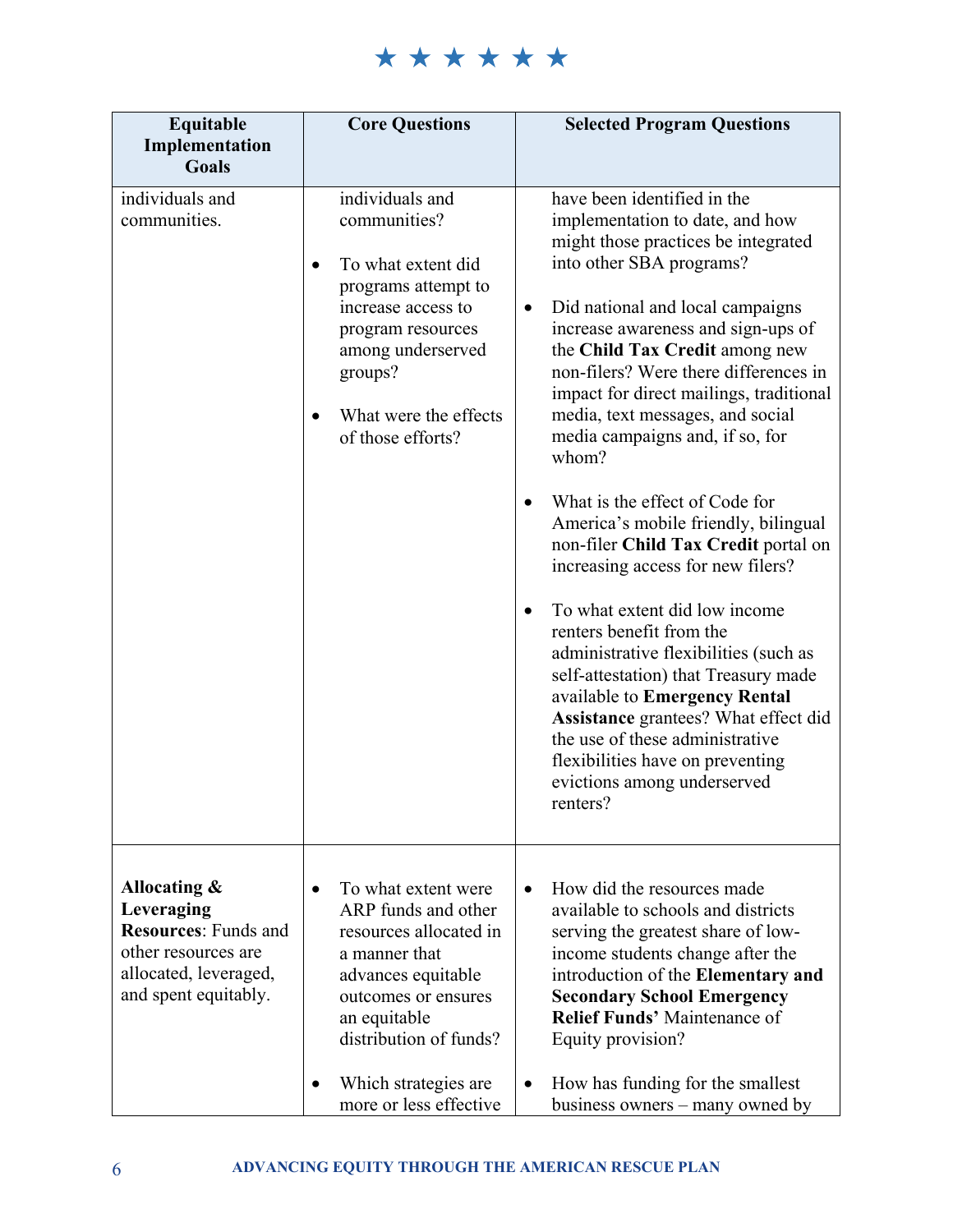| Equitable Implementation Goals | Core Questions | Selected Program Questions |
|---|---|---|
| individuals and communities. | individuals and communities?<br><br>• To what extent did programs attempt to increase access to program resources among underserved groups?<br><br>• What were the effects of those efforts? | have been identified in the implementation to date, and how might those practices be integrated into other SBA programs?<br><br>• Did national and local campaigns increase awareness and sign-ups of the **Child Tax Credit** among new non-filers? Were there differences in impact for direct mailings, traditional media, text messages, and social media campaigns and, if so, for whom?<br><br>• What is the effect of Code for America's mobile friendly, bilingual non-filer **Child Tax Credit** portal on increasing access for new filers?<br><br>• To what extent did low income renters benefit from the administrative flexibilities (such as self-attestation) that Treasury made available to **Emergency Rental Assistance** grantees? What effect did the use of these administrative flexibilities have on preventing evictions among underserved renters? |
| **Allocating & Leveraging Resources**: Funds and other resources are allocated, leveraged, and spent equitably. | • To what extent were ARP funds and other resources allocated in a manner that advances equitable outcomes or ensures an equitable distribution of funds?<br><br>• Which strategies are more or less effective | • How did the resources made available to schools and districts serving the greatest share of low-income students change after the introduction of the **Elementary and Secondary School Emergency Relief Funds'** Maintenance of Equity provision?<br><br>• How has funding for the smallest business owners – many owned by |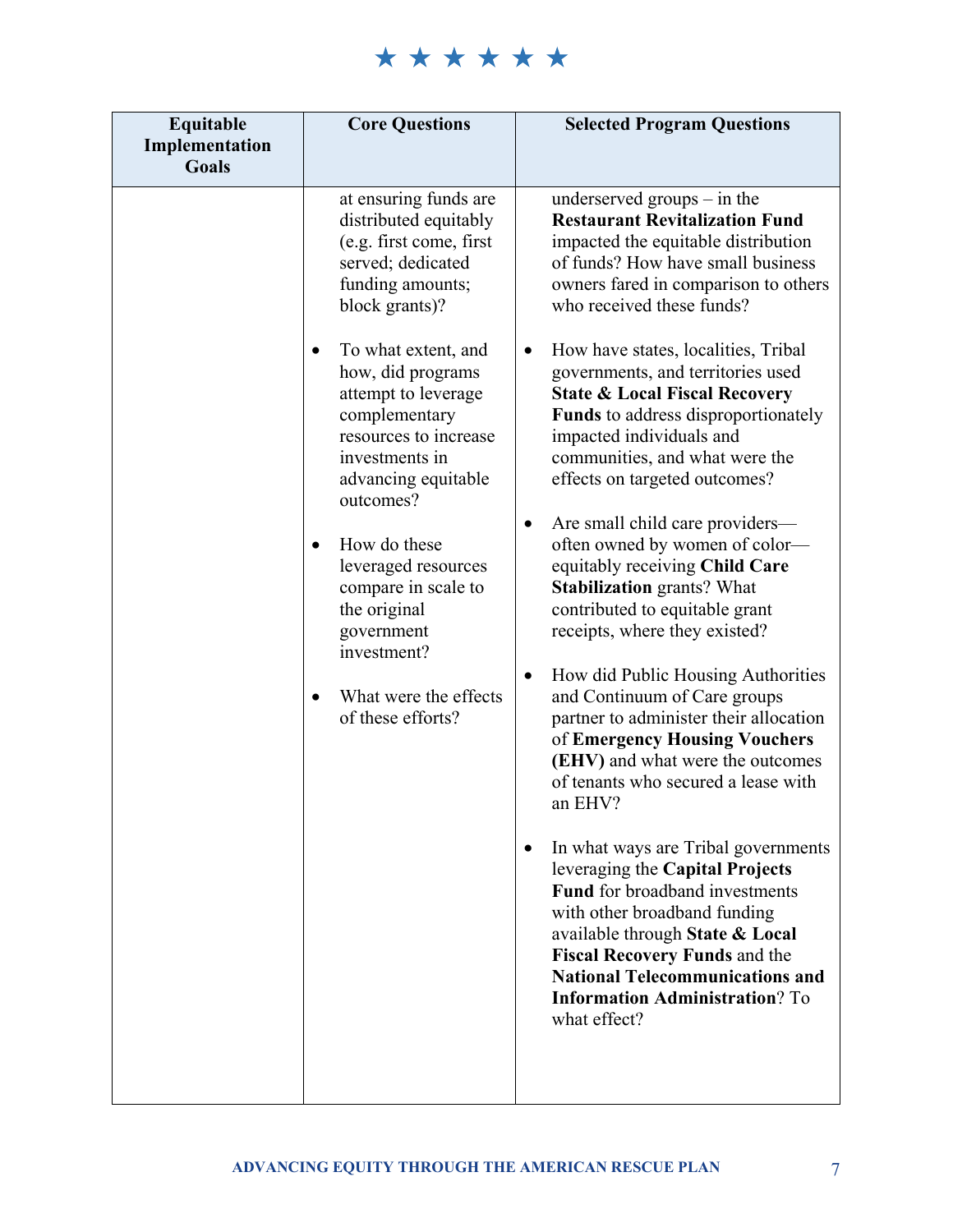| Equitable Implementation Goals | Core Questions | Selected Program Questions |
|---|---|---|
| | at ensuring funds are distributed equitably (e.g. first come, first served; dedicated funding amounts; block grants)?<br><br>• To what extent, and how, did programs attempt to leverage complementary resources to increase investments in advancing equitable outcomes?<br><br>• How do these leveraged resources compare in scale to the original government investment?<br><br>• What were the effects of these efforts? | underserved groups – in the **Restaurant Revitalization Fund** impacted the equitable distribution of funds? How have small business owners fared in comparison to others who received these funds?<br><br>• How have states, localities, Tribal governments, and territories used **State & Local Fiscal Recovery Funds** to address disproportionately impacted individuals and communities, and what were the effects on targeted outcomes?<br><br>• Are small child care providers—often owned by women of color—equitably receiving **Child Care Stabilization** grants? What contributed to equitable grant receipts, where they existed?<br><br>• How did Public Housing Authorities and Continuum of Care groups partner to administer their allocation of **Emergency Housing Vouchers (EHV)** and what were the outcomes of tenants who secured a lease with an EHV?<br><br>• In what ways are Tribal governments leveraging the **Capital Projects Fund** for broadband investments with other broadband funding available through **State & Local Fiscal Recovery Funds** and the **National Telecommunications and Information Administration**? To what effect? |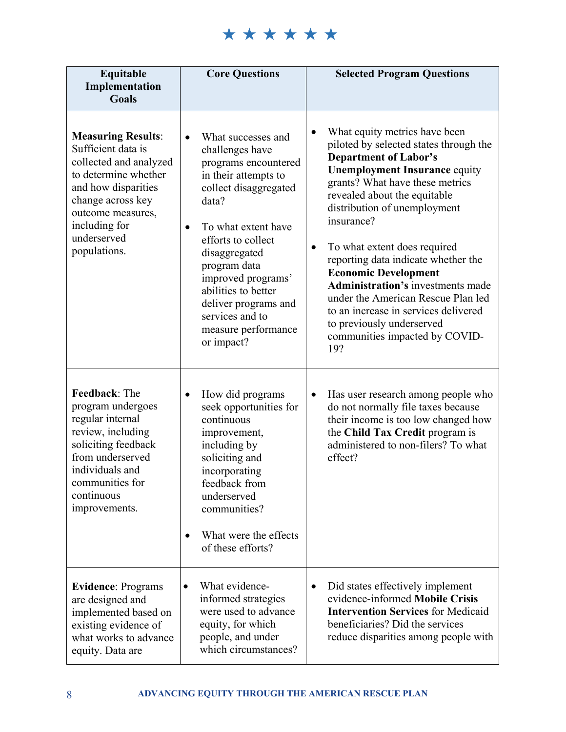★ ★ ★ ★ ★ ★

| Equitable Implementation Goals | Core Questions | Selected Program Questions |
|---|---|---|
| **Measuring Results**: Sufficient data is collected and analyzed to determine whether and how disparities change across key outcome measures, including for underserved populations. | • What successes and challenges have programs encountered in their attempts to collect disaggregated data?<br><br>• To what extent have efforts to collect disaggregated program data improved programs' abilities to better deliver programs and services and to measure performance or impact? | • What equity metrics have been piloted by selected states through the **Department of Labor's Unemployment Insurance** equity grants? What have these metrics revealed about the equitable distribution of unemployment insurance?<br><br>• To what extent does required reporting data indicate whether the **Economic Development Administration's** investments made under the American Rescue Plan led to an increase in services delivered to previously underserved communities impacted by COVID-19? |
| **Feedback**: The program undergoes regular internal review, including soliciting feedback from underserved individuals and communities for continuous improvements. | • How did programs seek opportunities for continuous improvement, including by soliciting and incorporating feedback from underserved communities?<br><br>• What were the effects of these efforts? | • Has user research among people who do not normally file taxes because their income is too low changed how the **Child Tax Credit** program is administered to non-filers? To what effect? |
| **Evidence**: Programs are designed and implemented based on existing evidence of what works to advance equity. Data are | • What evidence-informed strategies were used to advance equity, for which people, and under which circumstances? | • Did states effectively implement evidence-informed **Mobile Crisis Intervention Services** for Medicaid beneficiaries? Did the services reduce disparities among people with |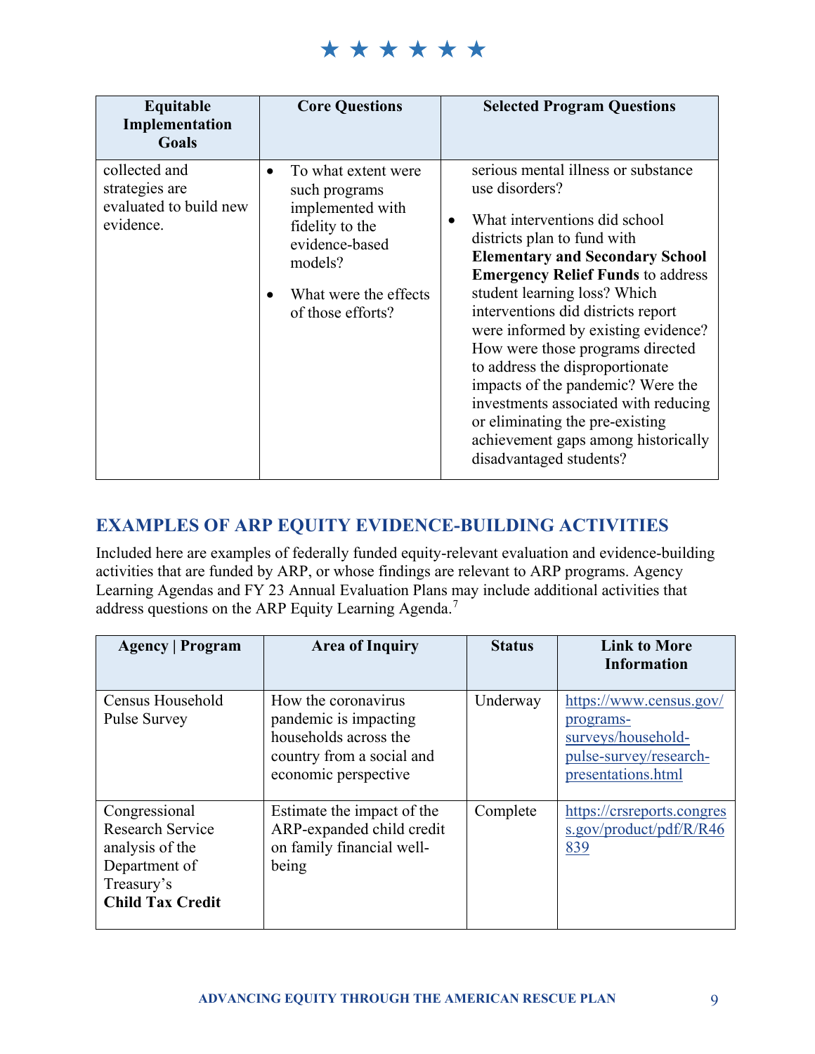| Equitable Implementation Goals | Core Questions | Selected Program Questions |
|---|---|---|
| collected and strategies are evaluated to build new evidence. | • To what extent were such programs implemented with fidelity to the evidence-based models? • What were the effects of those efforts? | serious mental illness or substance use disorders? • What interventions did school districts plan to fund with **Elementary and Secondary School Emergency Relief Funds** to address student learning loss? Which interventions did districts report were informed by existing evidence? How were those programs directed to address the disproportionate impacts of the pandemic? Were the investments associated with reducing or eliminating the pre-existing achievement gaps among historically disadvantaged students? |

## EXAMPLES OF ARP EQUITY EVIDENCE-BUILDING ACTIVITIES

Included here are examples of federally funded equity-relevant evaluation and evidence-building activities that are funded by ARP, or whose findings are relevant to ARP programs. Agency Learning Agendas and FY 23 Annual Evaluation Plans may include additional activities that address questions on the ARP Equity Learning Agenda.[7]

| Agency \| Program | Area of Inquiry | Status | Link to More Information |
|---|---|---|---|
| Census Household Pulse Survey | How the coronavirus pandemic is impacting households across the country from a social and economic perspective | Underway | https://www.census.gov/programs-surveys/household-pulse-survey/research-presentations.html |
| Congressional Research Service analysis of the Department of Treasury's **Child Tax Credit** | Estimate the impact of the ARP-expanded child credit on family financial well-being | Complete | https://crsreports.congress.gov/product/pdf/R/R46839 |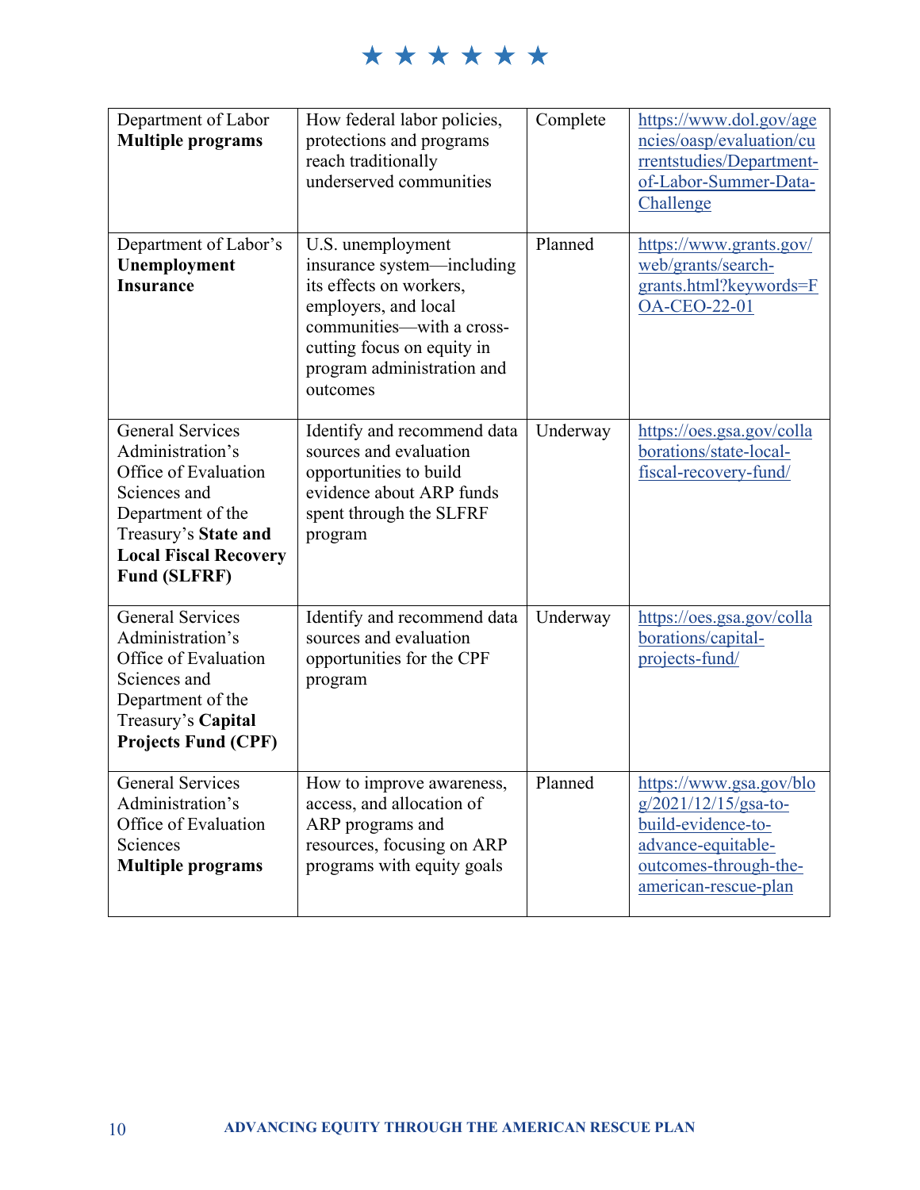| | | | |
|---|---|---|---|
| Department of Labor **Multiple programs** | How federal labor policies, protections and programs reach traditionally underserved communities | Complete | https://www.dol.gov/agencies/oasp/evaluation/currentstudies/Department-of-Labor-Summer-Data-Challenge |
| Department of Labor's **Unemployment Insurance** | U.S. unemployment insurance system—including its effects on workers, employers, and local communities—with a cross-cutting focus on equity in program administration and outcomes | Planned | https://www.grants.gov/web/grants/search-grants.html?keywords=FOA-CEO-22-01 |
| General Services Administration's Office of Evaluation Sciences and Department of the Treasury's **State and Local Fiscal Recovery Fund (SLFRF)** | Identify and recommend data sources and evaluation opportunities to build evidence about ARP funds spent through the SLFRF program | Underway | https://oes.gsa.gov/collaborations/state-local-fiscal-recovery-fund/ |
| General Services Administration's Office of Evaluation Sciences and Department of the Treasury's **Capital Projects Fund (CPF)** | Identify and recommend data sources and evaluation opportunities for the CPF program | Underway | https://oes.gsa.gov/collaborations/capital-projects-fund/ |
| General Services Administration's Office of Evaluation Sciences **Multiple programs** | How to improve awareness, access, and allocation of ARP programs and resources, focusing on ARP programs with equity goals | Planned | https://www.gsa.gov/blog/2021/12/15/gsa-to-build-evidence-to-advance-equitable-outcomes-through-the-american-rescue-plan |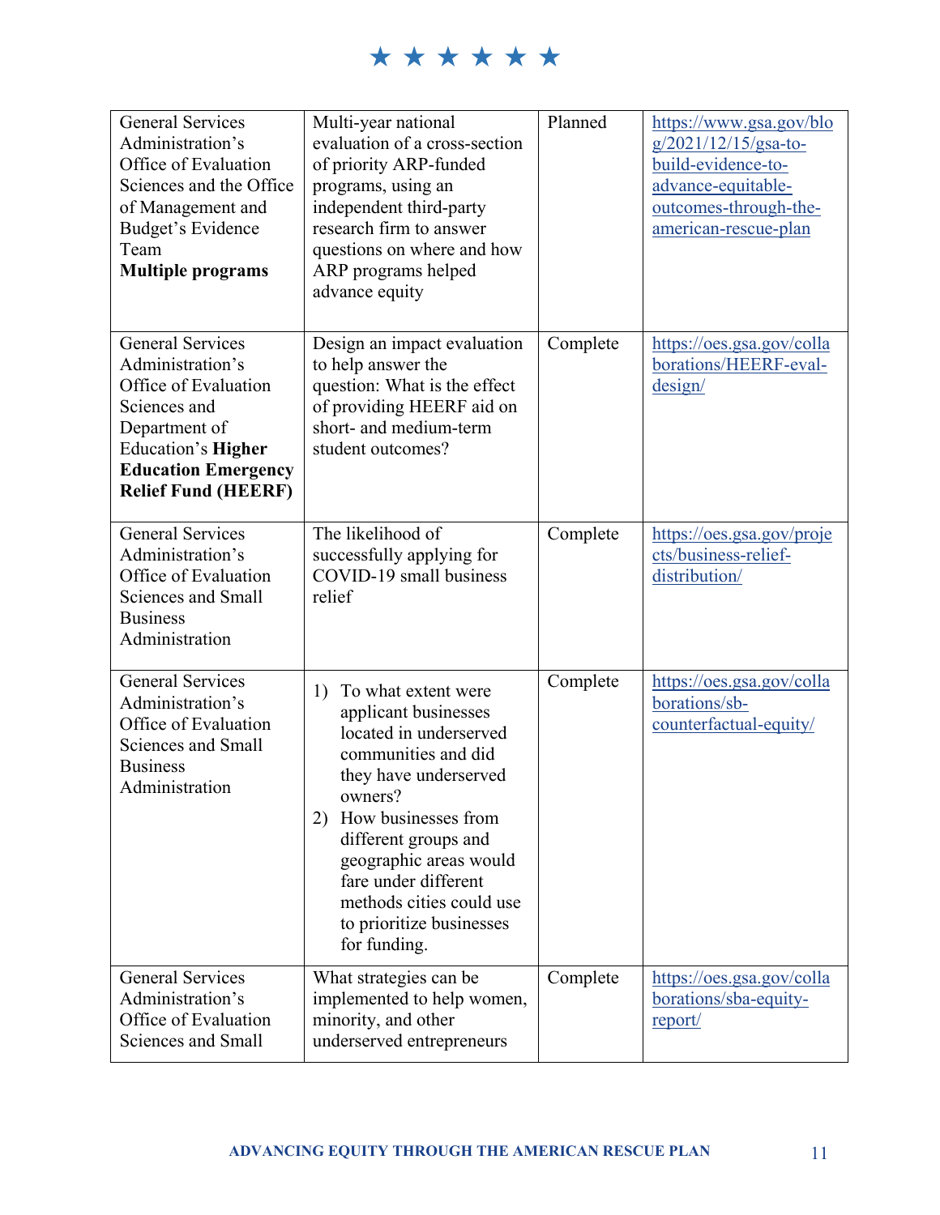| | | | |
|---|---|---|---|
| General Services Administration's Office of Evaluation Sciences and the Office of Management and Budget's Evidence Team **Multiple programs** | Multi-year national evaluation of a cross-section of priority ARP-funded programs, using an independent third-party research firm to answer questions on where and how ARP programs helped advance equity | Planned | https://www.gsa.gov/blog/2021/12/15/gsa-to-build-evidence-to-advance-equitable-outcomes-through-the-american-rescue-plan |
| General Services Administration's Office of Evaluation Sciences and Department of Education's **Higher Education Emergency Relief Fund (HEERF)** | Design an impact evaluation to help answer the question: What is the effect of providing HEERF aid on short- and medium-term student outcomes? | Complete | https://oes.gsa.gov/collaborations/HEERF-eval-design/ |
| General Services Administration's Office of Evaluation Sciences and Small Business Administration | The likelihood of successfully applying for COVID-19 small business relief | Complete | https://oes.gsa.gov/projects/business-relief-distribution/ |
| General Services Administration's Office of Evaluation Sciences and Small Business Administration | 1) To what extent were applicant businesses located in underserved communities and did they have underserved owners? 2) How businesses from different groups and geographic areas would fare under different methods cities could use to prioritize businesses for funding. | Complete | https://oes.gsa.gov/collaborations/sb-counterfactual-equity/ |
| General Services Administration's Office of Evaluation Sciences and Small | What strategies can be implemented to help women, minority, and other underserved entrepreneurs | Complete | https://oes.gsa.gov/collaborations/sba-equity-report/ |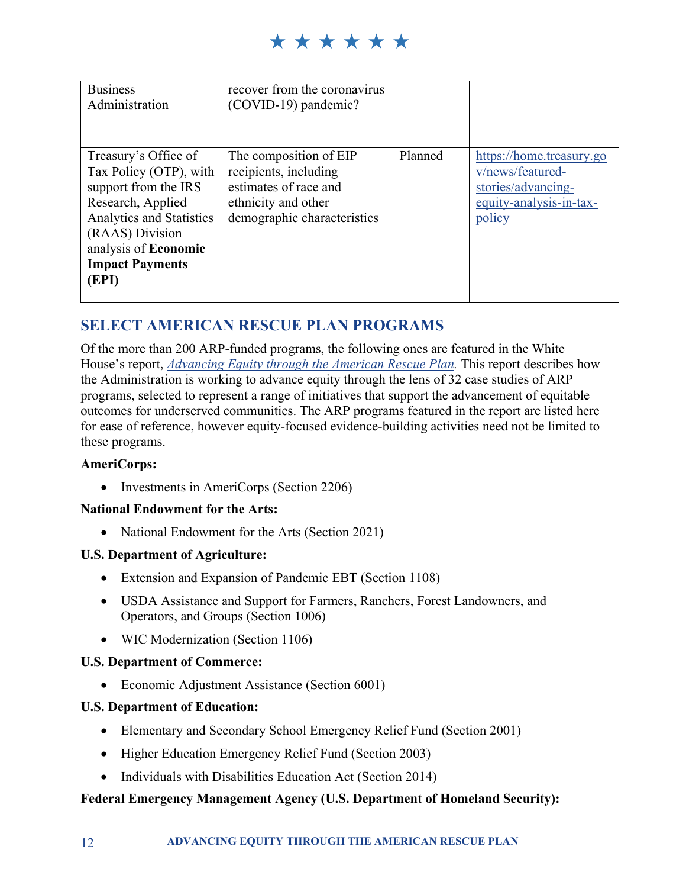| | | | |
|---|---|---|---|
| Business Administration | recover from the coronavirus (COVID-19) pandemic? | | |
| Treasury's Office of Tax Policy (OTP), with support from the IRS Research, Applied Analytics and Statistics (RAAS) Division analysis of **Economic Impact Payments (EPI)** | The composition of EIP recipients, including estimates of race and ethnicity and other demographic characteristics | Planned | https://home.treasury.gov/news/featured-stories/advancing-equity-analysis-in-tax-policy |

## SELECT AMERICAN RESCUE PLAN PROGRAMS

Of the more than 200 ARP-funded programs, the following ones are featured in the White House's report, *Advancing Equity through the American Rescue Plan.* This report describes how the Administration is working to advance equity through the lens of 32 case studies of ARP programs, selected to represent a range of initiatives that support the advancement of equitable outcomes for underserved communities. The ARP programs featured in the report are listed here for ease of reference, however equity-focused evidence-building activities need not be limited to these programs.

**AmeriCorps:**

- Investments in AmeriCorps (Section 2206)

**National Endowment for the Arts:**

- National Endowment for the Arts (Section 2021)

**U.S. Department of Agriculture:**

- Extension and Expansion of Pandemic EBT (Section 1108)
- USDA Assistance and Support for Farmers, Ranchers, Forest Landowners, and Operators, and Groups (Section 1006)
- WIC Modernization (Section 1106)

**U.S. Department of Commerce:**

- Economic Adjustment Assistance (Section 6001)

**U.S. Department of Education:**

- Elementary and Secondary School Emergency Relief Fund (Section 2001)
- Higher Education Emergency Relief Fund (Section 2003)
- Individuals with Disabilities Education Act (Section 2014)

**Federal Emergency Management Agency (U.S. Department of Homeland Security):**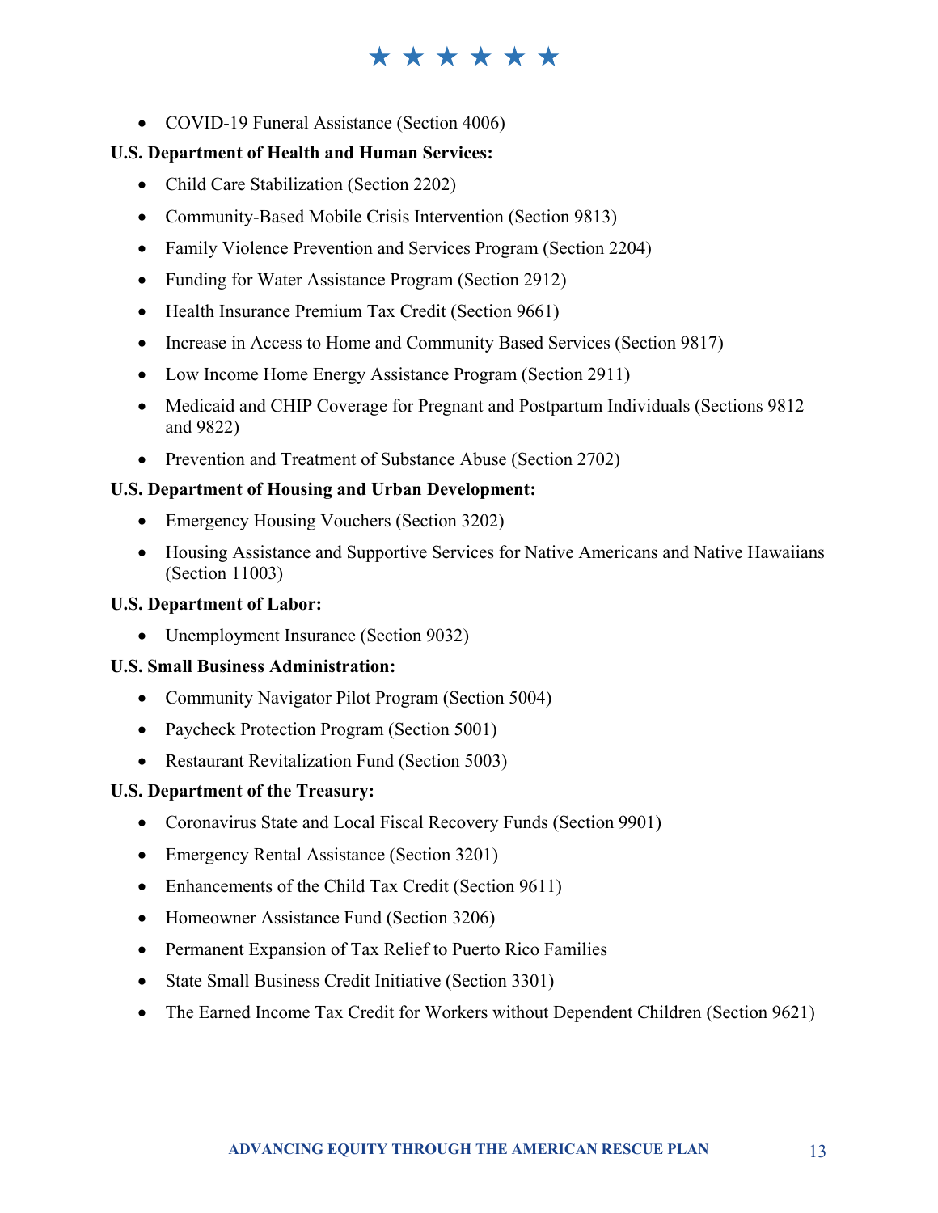- COVID-19 Funeral Assistance (Section 4006)

**U.S. Department of Health and Human Services:**

- Child Care Stabilization (Section 2202)
- Community-Based Mobile Crisis Intervention (Section 9813)
- Family Violence Prevention and Services Program (Section 2204)
- Funding for Water Assistance Program (Section 2912)
- Health Insurance Premium Tax Credit (Section 9661)
- Increase in Access to Home and Community Based Services (Section 9817)
- Low Income Home Energy Assistance Program (Section 2911)
- Medicaid and CHIP Coverage for Pregnant and Postpartum Individuals (Sections 9812 and 9822)
- Prevention and Treatment of Substance Abuse (Section 2702)

**U.S. Department of Housing and Urban Development:**

- Emergency Housing Vouchers (Section 3202)
- Housing Assistance and Supportive Services for Native Americans and Native Hawaiians (Section 11003)

**U.S. Department of Labor:**

- Unemployment Insurance (Section 9032)

**U.S. Small Business Administration:**

- Community Navigator Pilot Program (Section 5004)
- Paycheck Protection Program (Section 5001)
- Restaurant Revitalization Fund (Section 5003)

**U.S. Department of the Treasury:**

- Coronavirus State and Local Fiscal Recovery Funds (Section 9901)
- Emergency Rental Assistance (Section 3201)
- Enhancements of the Child Tax Credit (Section 9611)
- Homeowner Assistance Fund (Section 3206)
- Permanent Expansion of Tax Relief to Puerto Rico Families
- State Small Business Credit Initiative (Section 3301)
- The Earned Income Tax Credit for Workers without Dependent Children (Section 9621)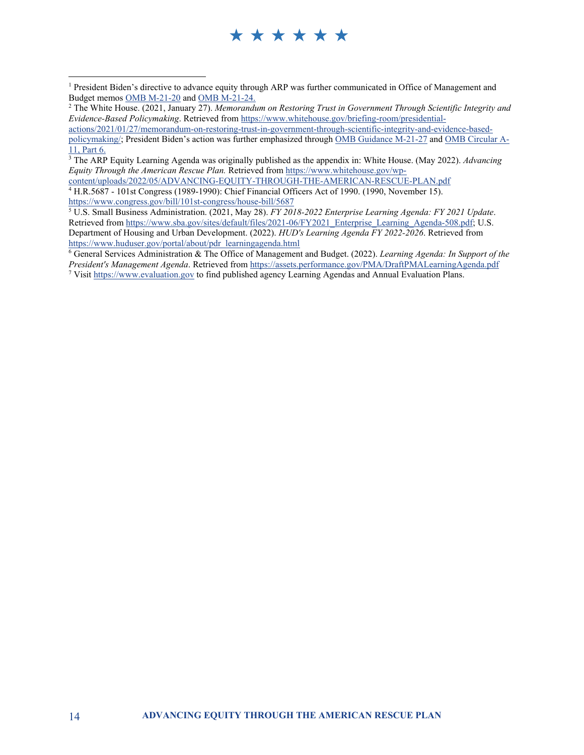---

[1] President Biden's directive to advance equity through ARP was further communicated in Office of Management and Budget memos [OMB M-21-20](#) and [OMB M-21-24.](#)

[2] The White House. (2021, January 27). *Memorandum on Restoring Trust in Government Through Scientific Integrity and Evidence-Based Policymaking*. Retrieved from https://www.whitehouse.gov/briefing-room/presidential-actions/2021/01/27/memorandum-on-restoring-trust-in-government-through-scientific-integrity-and-evidence-based-policymaking/; President Biden's action was further emphasized through [OMB Guidance M-21-27](#) and [OMB Circular A-11, Part 6.](#)

[3] The ARP Equity Learning Agenda was originally published as the appendix in: White House. (May 2022). *Advancing Equity Through the American Rescue Plan.* Retrieved from https://www.whitehouse.gov/wp-content/uploads/2022/05/ADVANCING-EQUITY-THROUGH-THE-AMERICAN-RESCUE-PLAN.pdf

[4] H.R.5687 - 101st Congress (1989-1990): Chief Financial Officers Act of 1990. (1990, November 15). https://www.congress.gov/bill/101st-congress/house-bill/5687

[5] U.S. Small Business Administration. (2021, May 28). *FY 2018-2022 Enterprise Learning Agenda: FY 2021 Update*. Retrieved from https://www.sba.gov/sites/default/files/2021-06/FY2021_Enterprise_Learning_Agenda-508.pdf; U.S. Department of Housing and Urban Development. (2022). *HUD's Learning Agenda FY 2022-2026*. Retrieved from https://www.huduser.gov/portal/about/pdr_learningagenda.html

[6] General Services Administration & The Office of Management and Budget. (2022). *Learning Agenda: In Support of the President's Management Agenda*. Retrieved from https://assets.performance.gov/PMA/DraftPMALearningAgenda.pdf

[7] Visit https://www.evaluation.gov to find published agency Learning Agendas and Annual Evaluation Plans.